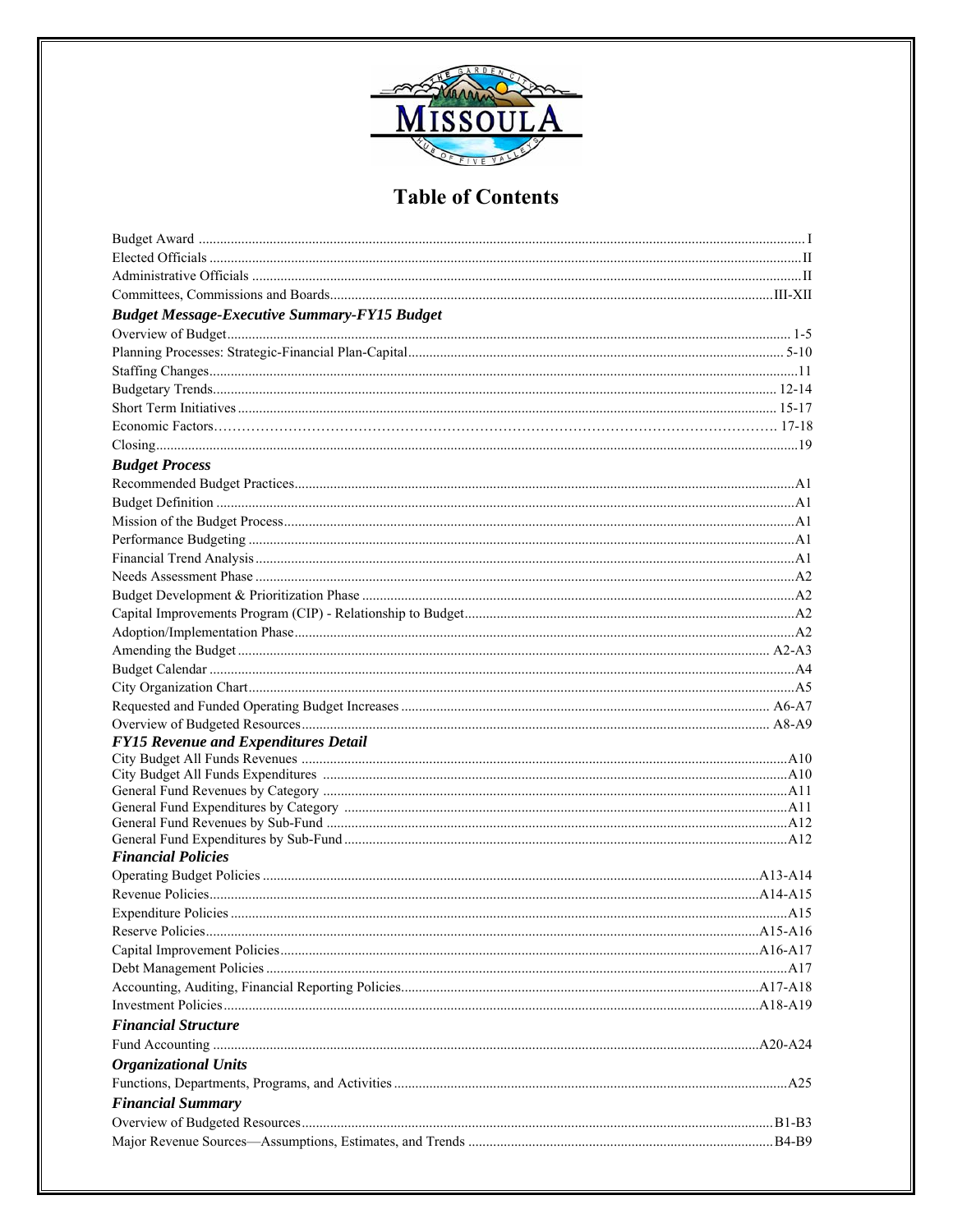# Table of Contents

Budget Award ........................................................................................ I
Elected Officials ........................................................................................ II
Administrative Officials ........................................................................................ II
Committees, Commissions and Boards........................................................................................ III-XII

***Budget Message-Executive Summary-FY15 Budget***

Overview of Budget........................................................................................ 1-5
Planning Processes: Strategic-Financial Plan-Capital........................................................................................ 5-10
Staffing Changes........................................................................................ 11
Budgetary Trends........................................................................................ 12-14
Short Term Initiatives........................................................................................ 15-17
Economic Factors........................................................................................ 17-18
Closing........................................................................................ 19

***Budget Process***

Recommended Budget Practices........................................................................................ A1
Budget Definition ........................................................................................ A1
Mission of the Budget Process........................................................................................ A1
Performance Budgeting ........................................................................................ A1
Financial Trend Analysis........................................................................................ A1
Needs Assessment Phase ........................................................................................ A2
Budget Development & Prioritization Phase ........................................................................................ A2
Capital Improvements Program (CIP) - Relationship to Budget........................................................................................ A2
Adoption/Implementation Phase........................................................................................ A2
Amending the Budget ........................................................................................ A2-A3
Budget Calendar ........................................................................................ A4
City Organization Chart........................................................................................ A5
Requested and Funded Operating Budget Increases ........................................................................................ A6-A7
Overview of Budgeted Resources........................................................................................ A8-A9

***FY15 Revenue and Expenditures Detail***

City Budget All Funds Revenues ........................................................................................ A10
City Budget All Funds Expenditures ........................................................................................ A10
General Fund Revenues by Category ........................................................................................ A11
General Fund Expenditures by Category ........................................................................................ A11
General Fund Revenues by Sub-Fund ........................................................................................ A12
General Fund Expenditures by Sub-Fund ........................................................................................ A12

***Financial Policies***

Operating Budget Policies ........................................................................................ A13-A14
Revenue Policies........................................................................................ A14-A15
Expenditure Policies ........................................................................................ A15
Reserve Policies........................................................................................ A15-A16
Capital Improvement Policies........................................................................................ A16-A17
Debt Management Policies ........................................................................................ A17
Accounting, Auditing, Financial Reporting Policies........................................................................................ A17-A18
Investment Policies........................................................................................ A18-A19

***Financial Structure***

Fund Accounting ........................................................................................ A20-A24

***Organizational Units***

Functions, Departments, Programs, and Activities ........................................................................................ A25

***Financial Summary***

Overview of Budgeted Resources........................................................................................ B1-B3
Major Revenue Sources—Assumptions, Estimates, and Trends ........................................................................................ B4-B9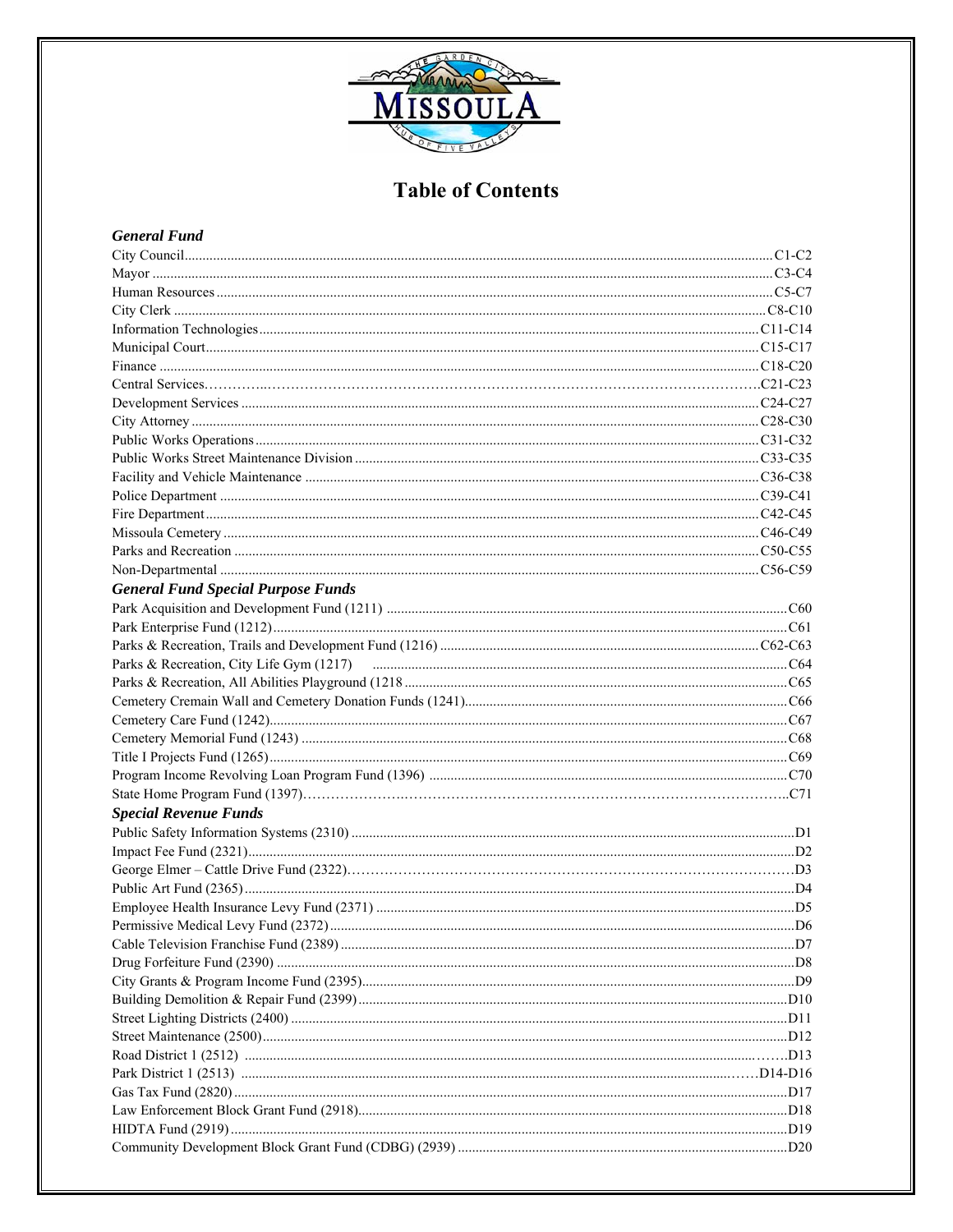# Table of Contents

### *General Fund*

| | |
|---|---|
| City Council | C1-C2 |
| Mayor | C3-C4 |
| Human Resources | C5-C7 |
| City Clerk | C8-C10 |
| Information Technologies | C11-C14 |
| Municipal Court | C15-C17 |
| Finance | C18-C20 |
| Central Services | C21-C23 |
| Development Services | C24-C27 |
| City Attorney | C28-C30 |
| Public Works Operations | C31-C32 |
| Public Works Street Maintenance Division | C33-C35 |
| Facility and Vehicle Maintenance | C36-C38 |
| Police Department | C39-C41 |
| Fire Department | C42-C45 |
| Missoula Cemetery | C46-C49 |
| Parks and Recreation | C50-C55 |
| Non-Departmental | C56-C59 |

### *General Fund Special Purpose Funds*

| | |
|---|---|
| Park Acquisition and Development Fund (1211) | C60 |
| Park Enterprise Fund (1212) | C61 |
| Parks & Recreation, Trails and Development Fund (1216) | C62-C63 |
| Parks & Recreation, City Life Gym (1217) | C64 |
| Parks & Recreation, All Abilities Playground (1218 | C65 |
| Cemetery Cremain Wall and Cemetery Donation Funds (1241) | C66 |
| Cemetery Care Fund (1242) | C67 |
| Cemetery Memorial Fund (1243) | C68 |
| Title I Projects Fund (1265) | C69 |
| Program Income Revolving Loan Program Fund (1396) | C70 |
| State Home Program Fund (1397) | C71 |

### *Special Revenue Funds*

| | |
|---|---|
| Public Safety Information Systems (2310) | D1 |
| Impact Fee Fund (2321) | D2 |
| George Elmer – Cattle Drive Fund (2322) | D3 |
| Public Art Fund (2365) | D4 |
| Employee Health Insurance Levy Fund (2371) | D5 |
| Permissive Medical Levy Fund (2372) | D6 |
| Cable Television Franchise Fund (2389) | D7 |
| Drug Forfeiture Fund (2390) | D8 |
| City Grants & Program Income Fund (2395) | D9 |
| Building Demolition & Repair Fund (2399) | D10 |
| Street Lighting Districts (2400) | D11 |
| Street Maintenance (2500) | D12 |
| Road District 1 (2512) | D13 |
| Park District 1 (2513) | D14-D16 |
| Gas Tax Fund (2820) | D17 |
| Law Enforcement Block Grant Fund (2918) | D18 |
| HIDTA Fund (2919) | D19 |
| Community Development Block Grant Fund (CDBG) (2939) | D20 |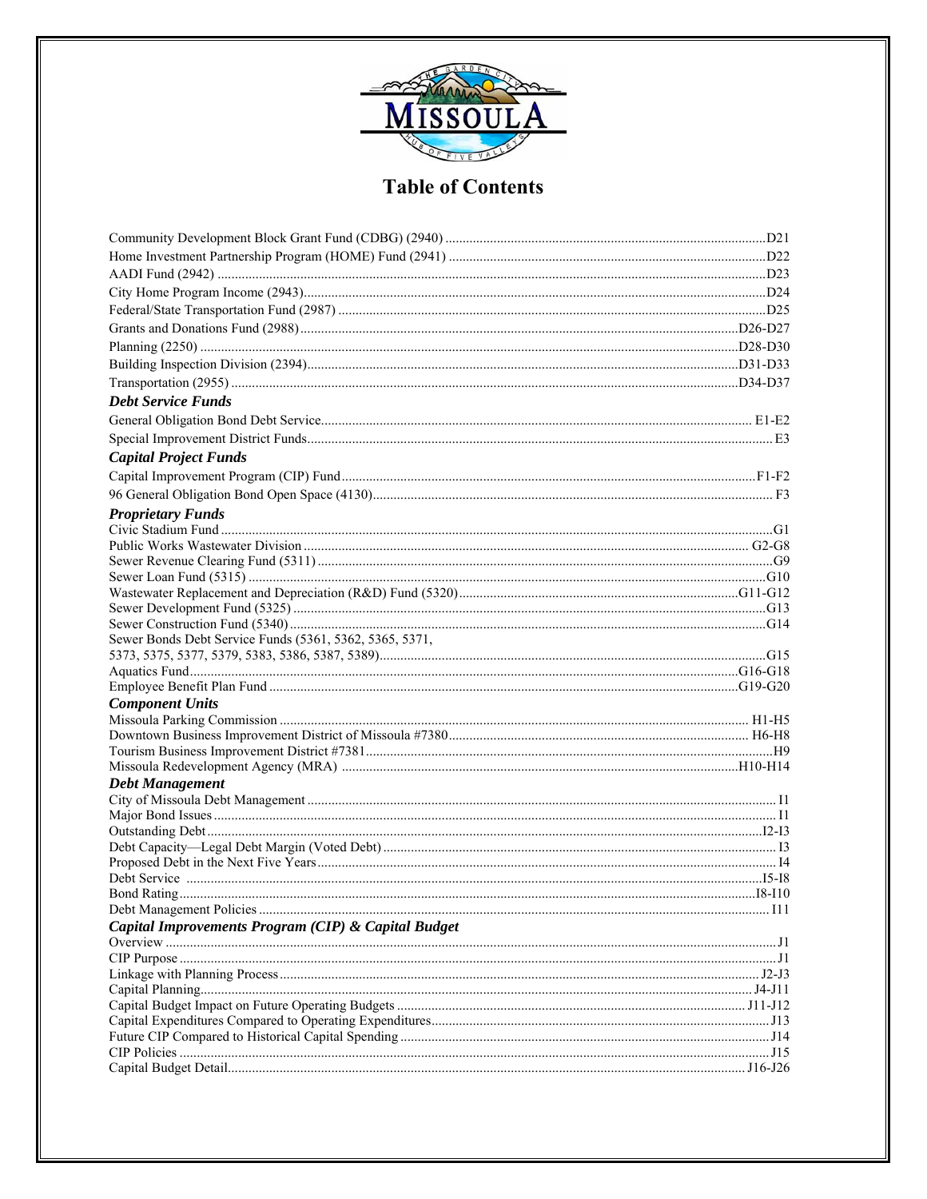# Table of Contents

Community Development Block Grant Fund (CDBG) (2940) ............ D21
Home Investment Partnership Program (HOME) Fund (2941) ............ D22
AADI Fund (2942) ............ D23
City Home Program Income (2943) ............ D24
Federal/State Transportation Fund (2987) ............ D25
Grants and Donations Fund (2988) ............ D26-D27
Planning (2250) ............ D28-D30
Building Inspection Division (2394) ............ D31-D33
Transportation (2955) ............ D34-D37

***Debt Service Funds***

General Obligation Bond Debt Service ............ E1-E2
Special Improvement District Funds ............ E3

***Capital Project Funds***

Capital Improvement Program (CIP) Fund ............ F1-F2
96 General Obligation Bond Open Space (4130) ............ F3

***Proprietary Funds***

Civic Stadium Fund ............ G1
Public Works Wastewater Division ............ G2-G8
Sewer Revenue Clearing Fund (5311) ............ G9
Sewer Loan Fund (5315) ............ G10
Wastewater Replacement and Depreciation (R&D) Fund (5320) ............ G11-G12
Sewer Development Fund (5325) ............ G13
Sewer Construction Fund (5340) ............ G14
Sewer Bonds Debt Service Funds (5361, 5362, 5365, 5371, 5373, 5375, 5377, 5379, 5383, 5386, 5387, 5389) ............ G15
Aquatics Fund ............ G16-G18
Employee Benefit Plan Fund ............ G19-G20

***Component Units***

Missoula Parking Commission ............ H1-H5
Downtown Business Improvement District of Missoula #7380 ............ H6-H8
Tourism Business Improvement District #7381 ............ H9
Missoula Redevelopment Agency (MRA) ............ H10-H14

***Debt Management***

City of Missoula Debt Management ............ I1
Major Bond Issues ............ I1
Outstanding Debt ............ I2-I3
Debt Capacity—Legal Debt Margin (Voted Debt) ............ I3
Proposed Debt in the Next Five Years ............ I4
Debt Service ............ I5-I8
Bond Rating ............ I8-I10
Debt Management Policies ............ I11

***Capital Improvements Program (CIP) & Capital Budget***

Overview ............ J1
CIP Purpose ............ J1
Linkage with Planning Process ............ J2-J3
Capital Planning ............ J4-J11
Capital Budget Impact on Future Operating Budgets ............ J11-J12
Capital Expenditures Compared to Operating Expenditures ............ J13
Future CIP Compared to Historical Capital Spending ............ J14
CIP Policies ............ J15
Capital Budget Detail ............ J16-J26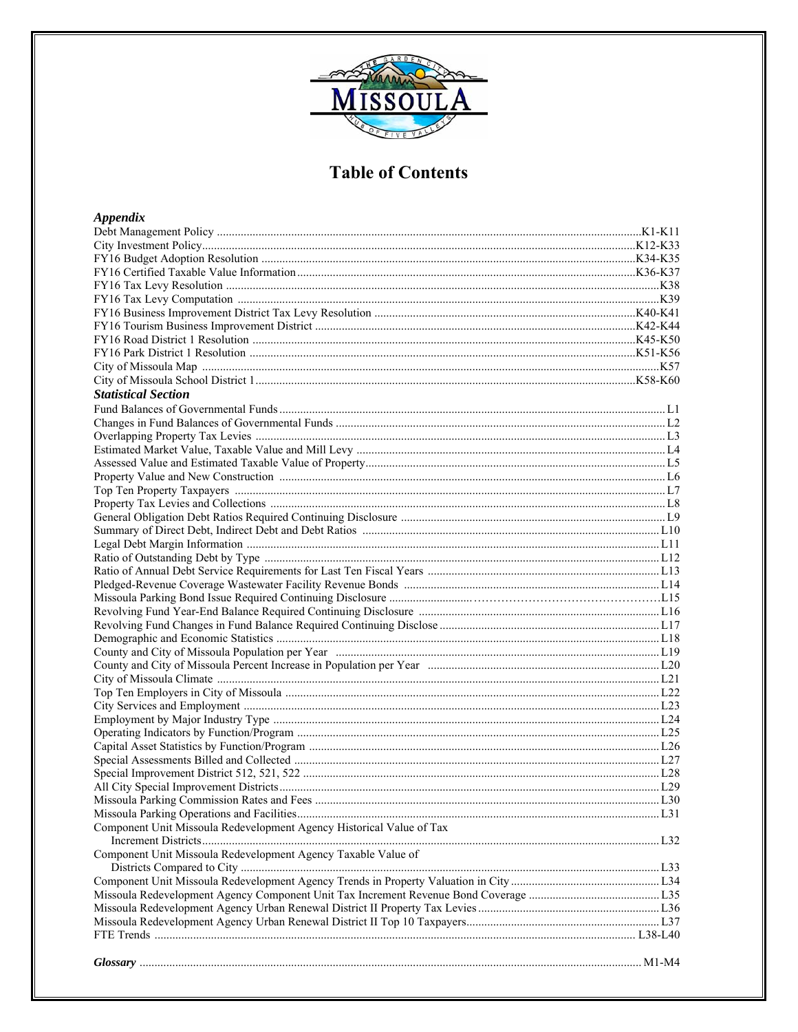# Table of Contents

***Appendix***

| | |
|---|---|
| Debt Management Policy | K1-K11 |
| City Investment Policy | K12-K33 |
| FY16 Budget Adoption Resolution | K34-K35 |
| FY16 Certified Taxable Value Information | K36-K37 |
| FY16 Tax Levy Resolution | K38 |
| FY16 Tax Levy Computation | K39 |
| FY16 Business Improvement District Tax Levy Resolution | K40-K41 |
| FY16 Tourism Business Improvement District | K42-K44 |
| FY16 Road District 1 Resolution | K45-K50 |
| FY16 Park District 1 Resolution | K51-K56 |
| City of Missoula Map | K57 |
| City of Missoula School District 1 | K58-K60 |

***Statistical Section***

| | |
|---|---|
| Fund Balances of Governmental Funds | L1 |
| Changes in Fund Balances of Governmental Funds | L2 |
| Overlapping Property Tax Levies | L3 |
| Estimated Market Value, Taxable Value and Mill Levy | L4 |
| Assessed Value and Estimated Taxable Value of Property | L5 |
| Property Value and New Construction | L6 |
| Top Ten Property Taxpayers | L7 |
| Property Tax Levies and Collections | L8 |
| General Obligation Debt Ratios Required Continuing Disclosure | L9 |
| Summary of Direct Debt, Indirect Debt and Debt Ratios | L10 |
| Legal Debt Margin Information | L11 |
| Ratio of Outstanding Debt by Type | L12 |
| Ratio of Annual Debt Service Requirements for Last Ten Fiscal Years | L13 |
| Pledged-Revenue Coverage Wastewater Facility Revenue Bonds | L14 |
| Missoula Parking Bond Issue Required Continuing Disclosure | L15 |
| Revolving Fund Year-End Balance Required Continuing Disclosure | L16 |
| Revolving Fund Changes in Fund Balance Required Continuing Disclose | L17 |
| Demographic and Economic Statistics | L18 |
| County and City of Missoula Population per Year | L19 |
| County and City of Missoula Percent Increase in Population per Year | L20 |
| City of Missoula Climate | L21 |
| Top Ten Employers in City of Missoula | L22 |
| City Services and Employment | L23 |
| Employment by Major Industry Type | L24 |
| Operating Indicators by Function/Program | L25 |
| Capital Asset Statistics by Function/Program | L26 |
| Special Assessments Billed and Collected | L27 |
| Special Improvement District 512, 521, 522 | L28 |
| All City Special Improvement Districts | L29 |
| Missoula Parking Commission Rates and Fees | L30 |
| Missoula Parking Operations and Facilities | L31 |
| Component Unit Missoula Redevelopment Agency Historical Value of Tax Increment Districts | L32 |
| Component Unit Missoula Redevelopment Agency Taxable Value of Districts Compared to City | L33 |
| Component Unit Missoula Redevelopment Agency Trends in Property Valuation in City | L34 |
| Missoula Redevelopment Agency Component Unit Tax Increment Revenue Bond Coverage | L35 |
| Missoula Redevelopment Agency Urban Renewal District II Property Tax Levies | L36 |
| Missoula Redevelopment Agency Urban Renewal District II Top 10 Taxpayers | L37 |
| FTE Trends | L38-L40 |

***Glossary*** ..... M1-M4